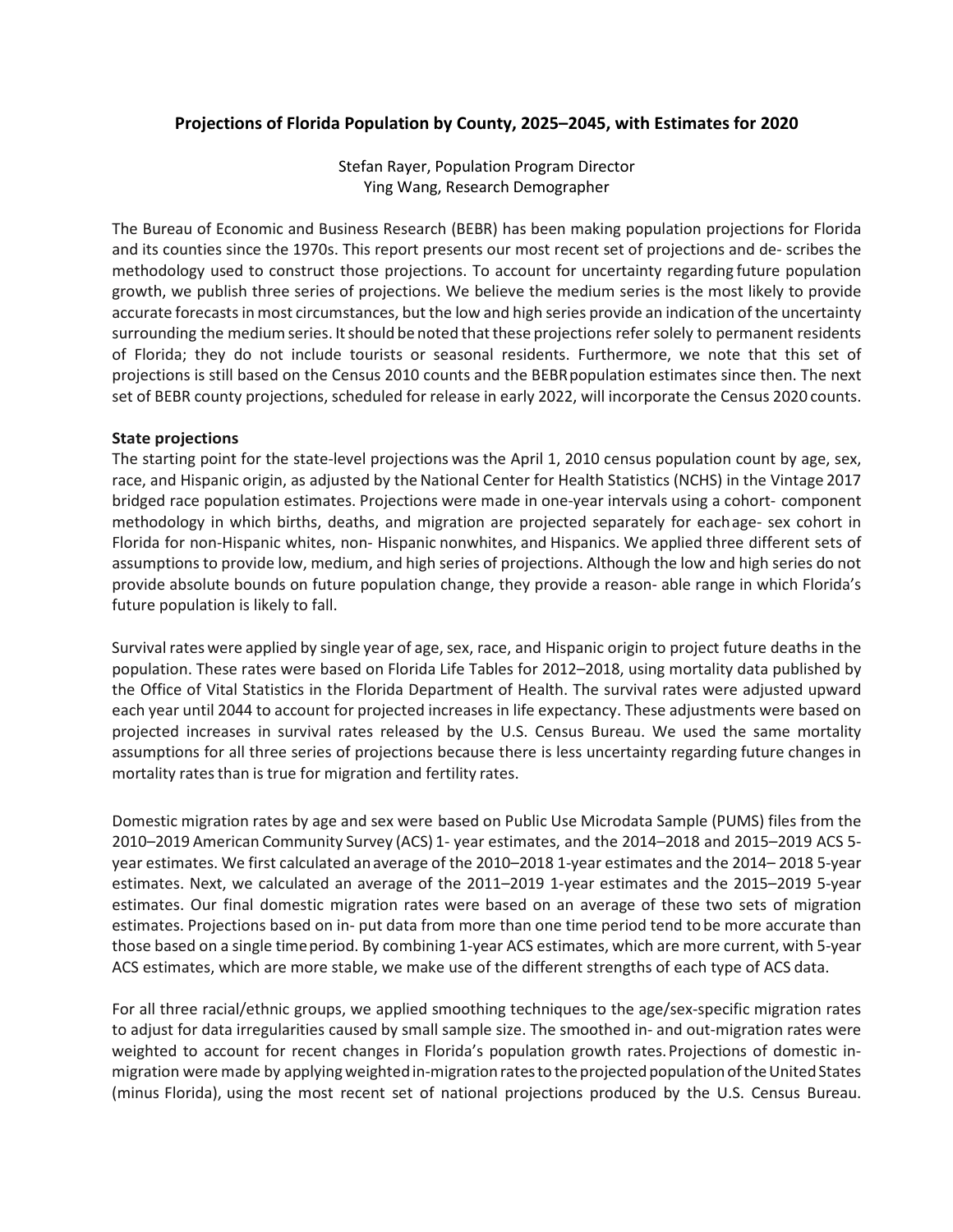# Projections of Florida Population by County, 2025–2045, with Estimates for 2020

Stefan Rayer, Population Program Director
Ying Wang, Research Demographer

The Bureau of Economic and Business Research (BEBR) has been making population projections for Florida and its counties since the 1970s. This report presents our most recent set of projections and de- scribes the methodology used to construct those projections. To account for uncertainty regarding future population growth, we publish three series of projections. We believe the medium series is the most likely to provide accurate forecasts in most circumstances, but the low and high series provide an indication of the uncertainty surrounding the medium series. It should be noted that these projections refer solely to permanent residents of Florida; they do not include tourists or seasonal residents. Furthermore, we note that this set of projections is still based on the Census 2010 counts and the BEBR population estimates since then. The next set of BEBR county projections, scheduled for release in early 2022, will incorporate the Census 2020 counts.

**State projections**

The starting point for the state-level projections was the April 1, 2010 census population count by age, sex, race, and Hispanic origin, as adjusted by the National Center for Health Statistics (NCHS) in the Vintage 2017 bridged race population estimates. Projections were made in one-year intervals using a cohort- component methodology in which births, deaths, and migration are projected separately for each age- sex cohort in Florida for non-Hispanic whites, non- Hispanic nonwhites, and Hispanics. We applied three different sets of assumptions to provide low, medium, and high series of projections. Although the low and high series do not provide absolute bounds on future population change, they provide a reason- able range in which Florida's future population is likely to fall.

Survival rates were applied by single year of age, sex, race, and Hispanic origin to project future deaths in the population. These rates were based on Florida Life Tables for 2012–2018, using mortality data published by the Office of Vital Statistics in the Florida Department of Health. The survival rates were adjusted upward each year until 2044 to account for projected increases in life expectancy. These adjustments were based on projected increases in survival rates released by the U.S. Census Bureau. We used the same mortality assumptions for all three series of projections because there is less uncertainty regarding future changes in mortality rates than is true for migration and fertility rates.

Domestic migration rates by age and sex were based on Public Use Microdata Sample (PUMS) files from the 2010–2019 American Community Survey (ACS) 1- year estimates, and the 2014–2018 and 2015–2019 ACS 5-year estimates. We first calculated an average of the 2010–2018 1-year estimates and the 2014– 2018 5-year estimates. Next, we calculated an average of the 2011–2019 1-year estimates and the 2015–2019 5-year estimates. Our final domestic migration rates were based on an average of these two sets of migration estimates. Projections based on in- put data from more than one time period tend to be more accurate than those based on a single time period. By combining 1-year ACS estimates, which are more current, with 5-year ACS estimates, which are more stable, we make use of the different strengths of each type of ACS data.

For all three racial/ethnic groups, we applied smoothing techniques to the age/sex-specific migration rates to adjust for data irregularities caused by small sample size. The smoothed in- and out-migration rates were weighted to account for recent changes in Florida's population growth rates. Projections of domestic in-migration were made by applying weighted in-migration rates to the projected population of the United States (minus Florida), using the most recent set of national projections produced by the U.S. Census Bureau.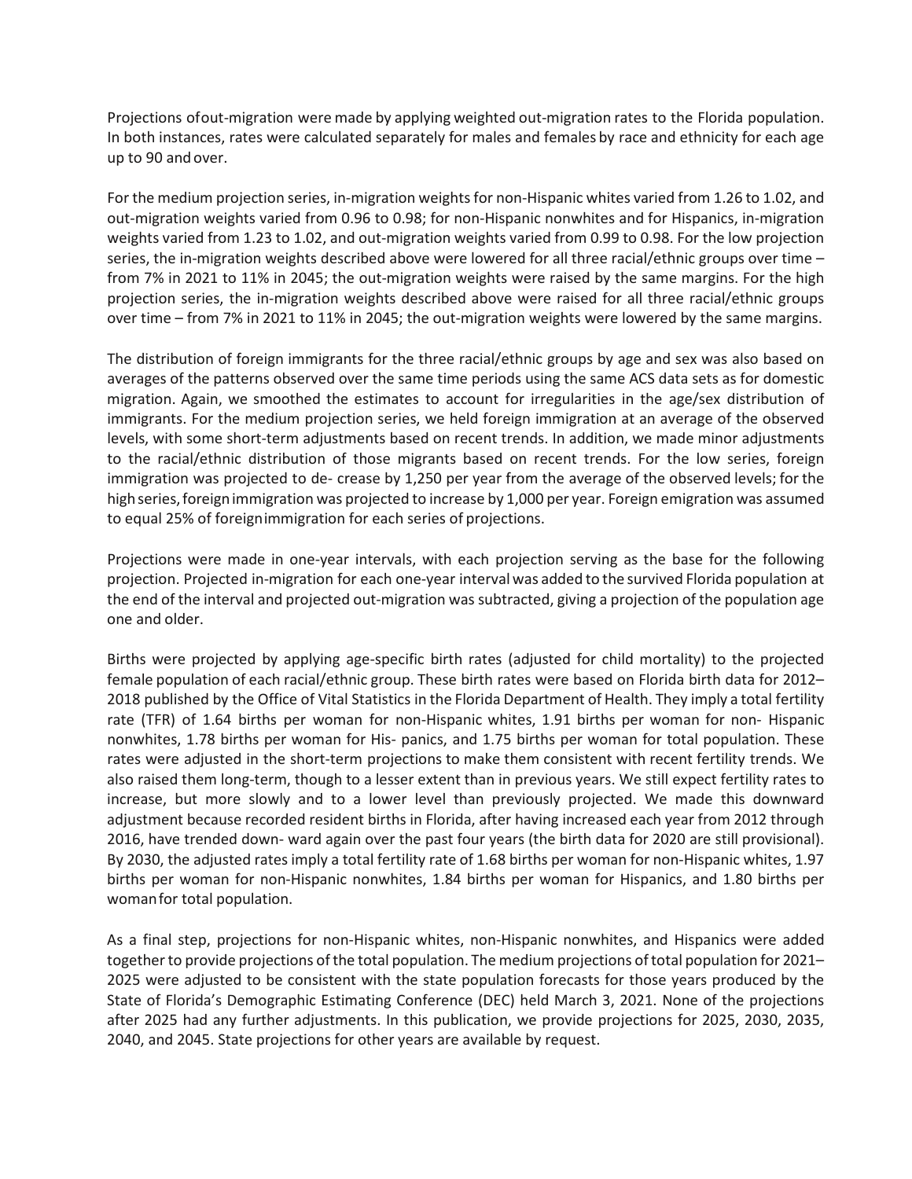Projections ofout-migration were made by applying weighted out-migration rates to the Florida population. In both instances, rates were calculated separately for males and females by race and ethnicity for each age up to 90 and over.

For the medium projection series, in-migration weights for non-Hispanic whites varied from 1.26 to 1.02, and out-migration weights varied from 0.96 to 0.98; for non-Hispanic nonwhites and for Hispanics, in-migration weights varied from 1.23 to 1.02, and out-migration weights varied from 0.99 to 0.98. For the low projection series, the in-migration weights described above were lowered for all three racial/ethnic groups over time – from 7% in 2021 to 11% in 2045; the out-migration weights were raised by the same margins. For the high projection series, the in-migration weights described above were raised for all three racial/ethnic groups over time – from 7% in 2021 to 11% in 2045; the out-migration weights were lowered by the same margins.

The distribution of foreign immigrants for the three racial/ethnic groups by age and sex was also based on averages of the patterns observed over the same time periods using the same ACS data sets as for domestic migration. Again, we smoothed the estimates to account for irregularities in the age/sex distribution of immigrants. For the medium projection series, we held foreign immigration at an average of the observed levels, with some short-term adjustments based on recent trends. In addition, we made minor adjustments to the racial/ethnic distribution of those migrants based on recent trends. For the low series, foreign immigration was projected to de- crease by 1,250 per year from the average of the observed levels; for the high series, foreign immigration was projected to increase by 1,000 per year. Foreign emigration was assumed to equal 25% of foreign immigration for each series of projections.

Projections were made in one-year intervals, with each projection serving as the base for the following projection. Projected in-migration for each one-year interval was added to the survived Florida population at the end of the interval and projected out-migration was subtracted, giving a projection of the population age one and older.

Births were projected by applying age-specific birth rates (adjusted for child mortality) to the projected female population of each racial/ethnic group. These birth rates were based on Florida birth data for 2012–2018 published by the Office of Vital Statistics in the Florida Department of Health. They imply a total fertility rate (TFR) of 1.64 births per woman for non-Hispanic whites, 1.91 births per woman for non- Hispanic nonwhites, 1.78 births per woman for His- panics, and 1.75 births per woman for total population. These rates were adjusted in the short-term projections to make them consistent with recent fertility trends. We also raised them long-term, though to a lesser extent than in previous years. We still expect fertility rates to increase, but more slowly and to a lower level than previously projected. We made this downward adjustment because recorded resident births in Florida, after having increased each year from 2012 through 2016, have trended down- ward again over the past four years (the birth data for 2020 are still provisional). By 2030, the adjusted rates imply a total fertility rate of 1.68 births per woman for non-Hispanic whites, 1.97 births per woman for non-Hispanic nonwhites, 1.84 births per woman for Hispanics, and 1.80 births per woman for total population.

As a final step, projections for non-Hispanic whites, non-Hispanic nonwhites, and Hispanics were added together to provide projections of the total population. The medium projections of total population for 2021–2025 were adjusted to be consistent with the state population forecasts for those years produced by the State of Florida's Demographic Estimating Conference (DEC) held March 3, 2021. None of the projections after 2025 had any further adjustments. In this publication, we provide projections for 2025, 2030, 2035, 2040, and 2045. State projections for other years are available by request.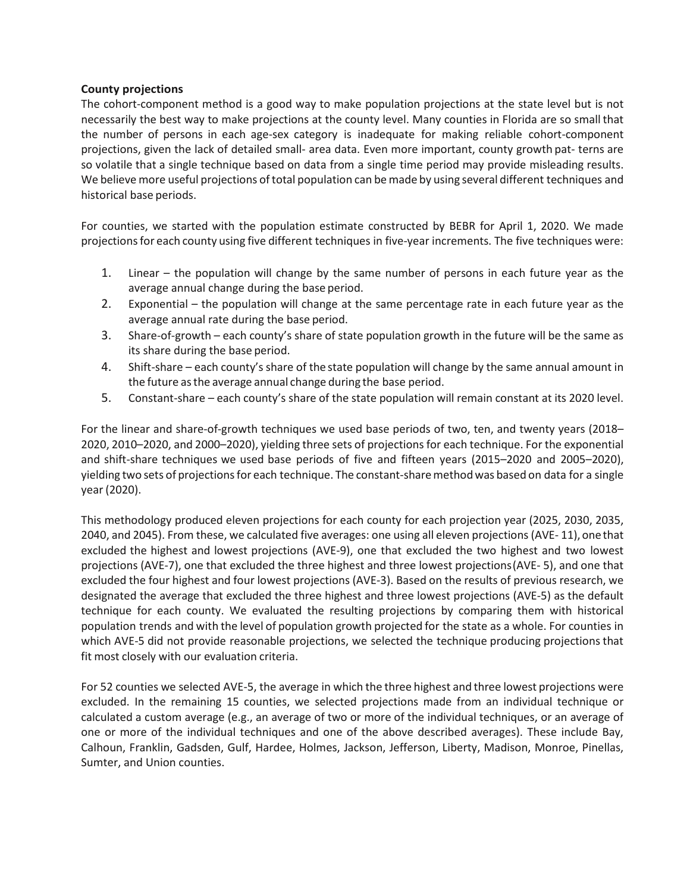**County projections**

The cohort-component method is a good way to make population projections at the state level but is not necessarily the best way to make projections at the county level. Many counties in Florida are so small that the number of persons in each age-sex category is inadequate for making reliable cohort-component projections, given the lack of detailed small- area data. Even more important, county growth pat- terns are so volatile that a single technique based on data from a single time period may provide misleading results. We believe more useful projections of total population can be made by using several different techniques and historical base periods.

For counties, we started with the population estimate constructed by BEBR for April 1, 2020. We made projections for each county using five different techniques in five-year increments. The five techniques were:

1. Linear – the population will change by the same number of persons in each future year as the average annual change during the base period.
2. Exponential – the population will change at the same percentage rate in each future year as the average annual rate during the base period.
3. Share-of-growth – each county's share of state population growth in the future will be the same as its share during the base period.
4. Shift-share – each county's share of the state population will change by the same annual amount in the future as the average annual change during the base period.
5. Constant-share – each county's share of the state population will remain constant at its 2020 level.

For the linear and share-of-growth techniques we used base periods of two, ten, and twenty years (2018–2020, 2010–2020, and 2000–2020), yielding three sets of projections for each technique. For the exponential and shift-share techniques we used base periods of five and fifteen years (2015–2020 and 2005–2020), yielding two sets of projections for each technique. The constant-share method was based on data for a single year (2020).

This methodology produced eleven projections for each county for each projection year (2025, 2030, 2035, 2040, and 2045). From these, we calculated five averages: one using all eleven projections (AVE- 11), one that excluded the highest and lowest projections (AVE-9), one that excluded the two highest and two lowest projections (AVE-7), one that excluded the three highest and three lowest projections (AVE- 5), and one that excluded the four highest and four lowest projections (AVE-3). Based on the results of previous research, we designated the average that excluded the three highest and three lowest projections (AVE-5) as the default technique for each county. We evaluated the resulting projections by comparing them with historical population trends and with the level of population growth projected for the state as a whole. For counties in which AVE-5 did not provide reasonable projections, we selected the technique producing projections that fit most closely with our evaluation criteria.

For 52 counties we selected AVE-5, the average in which the three highest and three lowest projections were excluded. In the remaining 15 counties, we selected projections made from an individual technique or calculated a custom average (e.g., an average of two or more of the individual techniques, or an average of one or more of the individual techniques and one of the above described averages). These include Bay, Calhoun, Franklin, Gadsden, Gulf, Hardee, Holmes, Jackson, Jefferson, Liberty, Madison, Monroe, Pinellas, Sumter, and Union counties.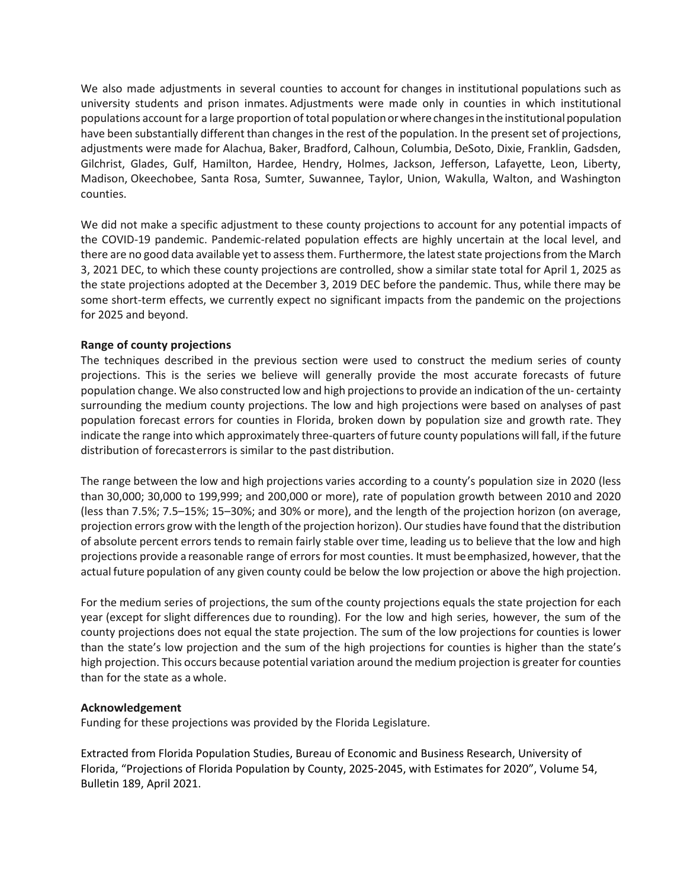We also made adjustments in several counties to account for changes in institutional populations such as university students and prison inmates. Adjustments were made only in counties in which institutional populations account for a large proportion of total population or where changes in the institutional population have been substantially different than changes in the rest of the population. In the present set of projections, adjustments were made for Alachua, Baker, Bradford, Calhoun, Columbia, DeSoto, Dixie, Franklin, Gadsden, Gilchrist, Glades, Gulf, Hamilton, Hardee, Hendry, Holmes, Jackson, Jefferson, Lafayette, Leon, Liberty, Madison, Okeechobee, Santa Rosa, Sumter, Suwannee, Taylor, Union, Wakulla, Walton, and Washington counties.

We did not make a specific adjustment to these county projections to account for any potential impacts of the COVID-19 pandemic. Pandemic-related population effects are highly uncertain at the local level, and there are no good data available yet to assess them. Furthermore, the latest state projections from the March 3, 2021 DEC, to which these county projections are controlled, show a similar state total for April 1, 2025 as the state projections adopted at the December 3, 2019 DEC before the pandemic. Thus, while there may be some short-term effects, we currently expect no significant impacts from the pandemic on the projections for 2025 and beyond.

**Range of county projections**

The techniques described in the previous section were used to construct the medium series of county projections. This is the series we believe will generally provide the most accurate forecasts of future population change. We also constructed low and high projections to provide an indication of the un- certainty surrounding the medium county projections. The low and high projections were based on analyses of past population forecast errors for counties in Florida, broken down by population size and growth rate. They indicate the range into which approximately three-quarters of future county populations will fall, if the future distribution of forecast errors is similar to the past distribution.

The range between the low and high projections varies according to a county's population size in 2020 (less than 30,000; 30,000 to 199,999; and 200,000 or more), rate of population growth between 2010 and 2020 (less than 7.5%; 7.5–15%; 15–30%; and 30% or more), and the length of the projection horizon (on average, projection errors grow with the length of the projection horizon). Our studies have found that the distribution of absolute percent errors tends to remain fairly stable over time, leading us to believe that the low and high projections provide a reasonable range of errors for most counties. It must be emphasized, however, that the actual future population of any given county could be below the low projection or above the high projection.

For the medium series of projections, the sum of the county projections equals the state projection for each year (except for slight differences due to rounding). For the low and high series, however, the sum of the county projections does not equal the state projection. The sum of the low projections for counties is lower than the state's low projection and the sum of the high projections for counties is higher than the state's high projection. This occurs because potential variation around the medium projection is greater for counties than for the state as a whole.

**Acknowledgement**

Funding for these projections was provided by the Florida Legislature.

Extracted from Florida Population Studies, Bureau of Economic and Business Research, University of Florida, "Projections of Florida Population by County, 2025-2045, with Estimates for 2020", Volume 54, Bulletin 189, April 2021.